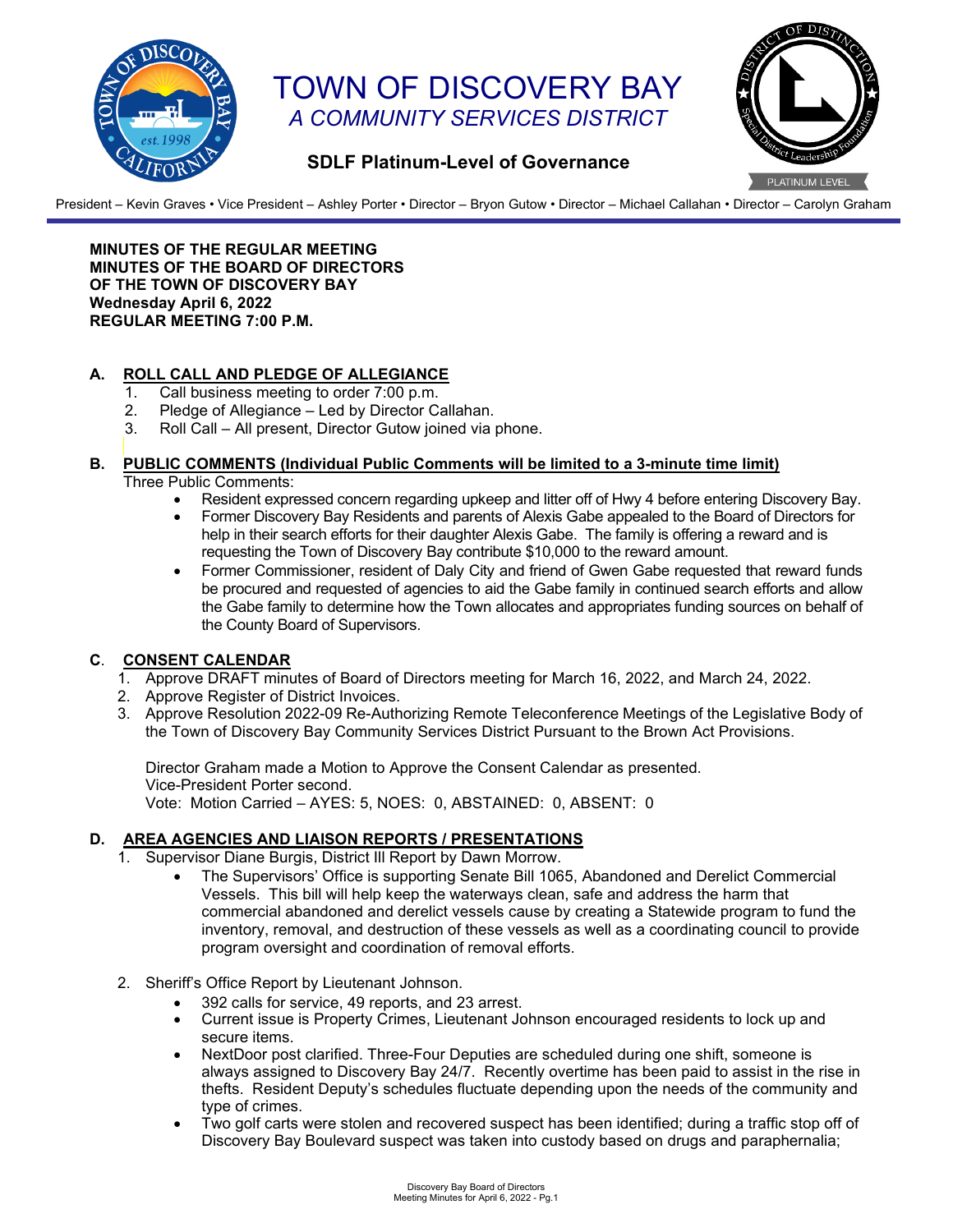# TOWN OF DISCOVERY BAY

*A COMMUNITY SERVICES DISTRICT*

**SDLF Platinum-Level of Governance**

President – Kevin Graves • Vice President – Ashley Porter • Director – Bryon Gutow • Director – Michael Callahan • Director – Carolyn Graham

**MINUTES OF THE REGULAR MEETING**
**MINUTES OF THE BOARD OF DIRECTORS**
**OF THE TOWN OF DISCOVERY BAY**
**Wednesday April 6, 2022**
**REGULAR MEETING 7:00 P.M.**

## A. ROLL CALL AND PLEDGE OF ALLEGIANCE

1. Call business meeting to order 7:00 p.m.
2. Pledge of Allegiance – Led by Director Callahan.
3. Roll Call – All present, Director Gutow joined via phone.

## B. PUBLIC COMMENTS (Individual Public Comments will be limited to a 3-minute time limit)

Three Public Comments:

- Resident expressed concern regarding upkeep and litter off of Hwy 4 before entering Discovery Bay.
- Former Discovery Bay Residents and parents of Alexis Gabe appealed to the Board of Directors for help in their search efforts for their daughter Alexis Gabe. The family is offering a reward and is requesting the Town of Discovery Bay contribute $10,000 to the reward amount.
- Former Commissioner, resident of Daly City and friend of Gwen Gabe requested that reward funds be procured and requested of agencies to aid the Gabe family in continued search efforts and allow the Gabe family to determine how the Town allocates and appropriates funding sources on behalf of the County Board of Supervisors.

## C. CONSENT CALENDAR

1. Approve DRAFT minutes of Board of Directors meeting for March 16, 2022, and March 24, 2022.
2. Approve Register of District Invoices.
3. Approve Resolution 2022-09 Re-Authorizing Remote Teleconference Meetings of the Legislative Body of the Town of Discovery Bay Community Services District Pursuant to the Brown Act Provisions.

Director Graham made a Motion to Approve the Consent Calendar as presented.
Vice-President Porter second.
Vote: Motion Carried – AYES: 5, NOES: 0, ABSTAINED: 0, ABSENT: 0

## D. AREA AGENCIES AND LIAISON REPORTS / PRESENTATIONS

1. Supervisor Diane Burgis, District III Report by Dawn Morrow.
   - The Supervisors' Office is supporting Senate Bill 1065, Abandoned and Derelict Commercial Vessels. This bill will help keep the waterways clean, safe and address the harm that commercial abandoned and derelict vessels cause by creating a Statewide program to fund the inventory, removal, and destruction of these vessels as well as a coordinating council to provide program oversight and coordination of removal efforts.

2. Sheriff's Office Report by Lieutenant Johnson.
   - 392 calls for service, 49 reports, and 23 arrest.
   - Current issue is Property Crimes, Lieutenant Johnson encouraged residents to lock up and secure items.
   - NextDoor post clarified. Three-Four Deputies are scheduled during one shift, someone is always assigned to Discovery Bay 24/7. Recently overtime has been paid to assist in the rise in thefts. Resident Deputy's schedules fluctuate depending upon the needs of the community and type of crimes.
   - Two golf carts were stolen and recovered suspect has been identified; during a traffic stop off of Discovery Bay Boulevard suspect was taken into custody based on drugs and paraphernalia;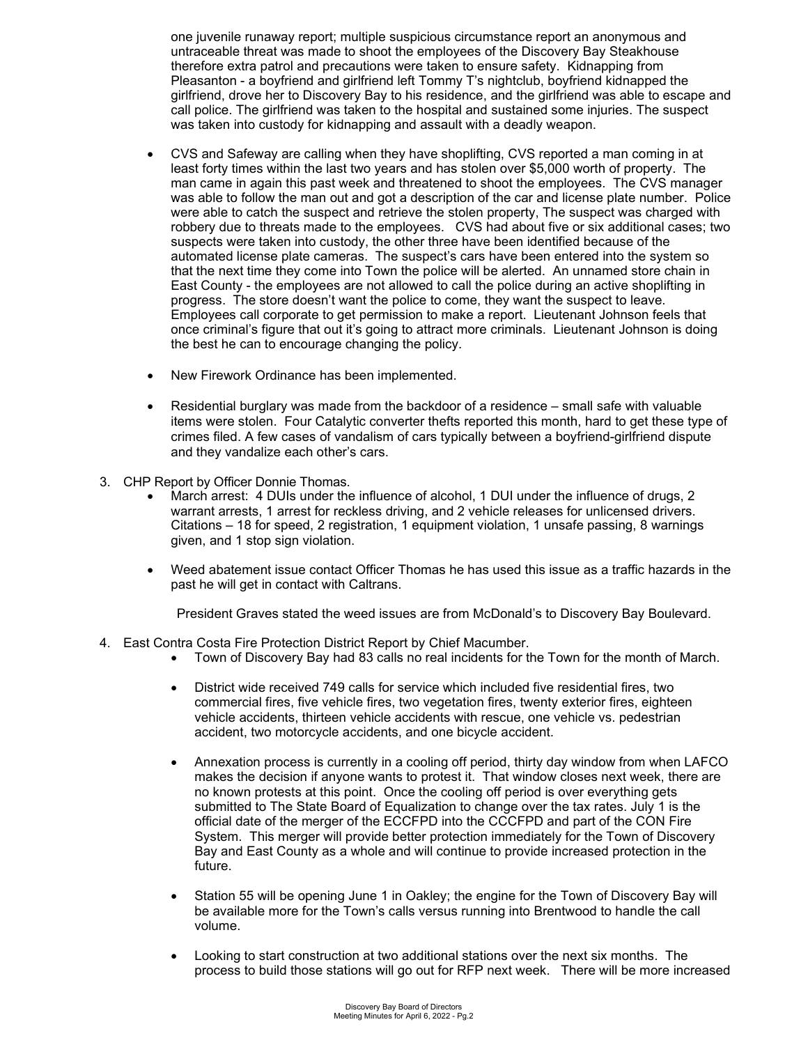one juvenile runaway report; multiple suspicious circumstance report an anonymous and untraceable threat was made to shoot the employees of the Discovery Bay Steakhouse therefore extra patrol and precautions were taken to ensure safety. Kidnapping from Pleasanton - a boyfriend and girlfriend left Tommy T's nightclub, boyfriend kidnapped the girlfriend, drove her to Discovery Bay to his residence, and the girlfriend was able to escape and call police. The girlfriend was taken to the hospital and sustained some injuries. The suspect was taken into custody for kidnapping and assault with a deadly weapon.

- CVS and Safeway are calling when they have shoplifting, CVS reported a man coming in at least forty times within the last two years and has stolen over $5,000 worth of property. The man came in again this past week and threatened to shoot the employees. The CVS manager was able to follow the man out and got a description of the car and license plate number. Police were able to catch the suspect and retrieve the stolen property, The suspect was charged with robbery due to threats made to the employees. CVS had about five or six additional cases; two suspects were taken into custody, the other three have been identified because of the automated license plate cameras. The suspect's cars have been entered into the system so that the next time they come into Town the police will be alerted. An unnamed store chain in East County - the employees are not allowed to call the police during an active shoplifting in progress. The store doesn't want the police to come, they want the suspect to leave. Employees call corporate to get permission to make a report. Lieutenant Johnson feels that once criminal's figure that out it's going to attract more criminals. Lieutenant Johnson is doing the best he can to encourage changing the policy.

- New Firework Ordinance has been implemented.

- Residential burglary was made from the backdoor of a residence – small safe with valuable items were stolen. Four Catalytic converter thefts reported this month, hard to get these type of crimes filed. A few cases of vandalism of cars typically between a boyfriend-girlfriend dispute and they vandalize each other's cars.

3. CHP Report by Officer Donnie Thomas.
   - March arrest: 4 DUIs under the influence of alcohol, 1 DUI under the influence of drugs, 2 warrant arrests, 1 arrest for reckless driving, and 2 vehicle releases for unlicensed drivers. Citations – 18 for speed, 2 registration, 1 equipment violation, 1 unsafe passing, 8 warnings given, and 1 stop sign violation.

   - Weed abatement issue contact Officer Thomas he has used this issue as a traffic hazards in the past he will get in contact with Caltrans.

   President Graves stated the weed issues are from McDonald's to Discovery Bay Boulevard.

4. East Contra Costa Fire Protection District Report by Chief Macumber.
   - Town of Discovery Bay had 83 calls no real incidents for the Town for the month of March.

   - District wide received 749 calls for service which included five residential fires, two commercial fires, five vehicle fires, two vegetation fires, twenty exterior fires, eighteen vehicle accidents, thirteen vehicle accidents with rescue, one vehicle vs. pedestrian accident, two motorcycle accidents, and one bicycle accident.

   - Annexation process is currently in a cooling off period, thirty day window from when LAFCO makes the decision if anyone wants to protest it. That window closes next week, there are no known protests at this point. Once the cooling off period is over everything gets submitted to The State Board of Equalization to change over the tax rates. July 1 is the official date of the merger of the ECCFPD into the CCCFPD and part of the CON Fire System. This merger will provide better protection immediately for the Town of Discovery Bay and East County as a whole and will continue to provide increased protection in the future.

   - Station 55 will be opening June 1 in Oakley; the engine for the Town of Discovery Bay will be available more for the Town's calls versus running into Brentwood to handle the call volume.

   - Looking to start construction at two additional stations over the next six months. The process to build those stations will go out for RFP next week. There will be more increased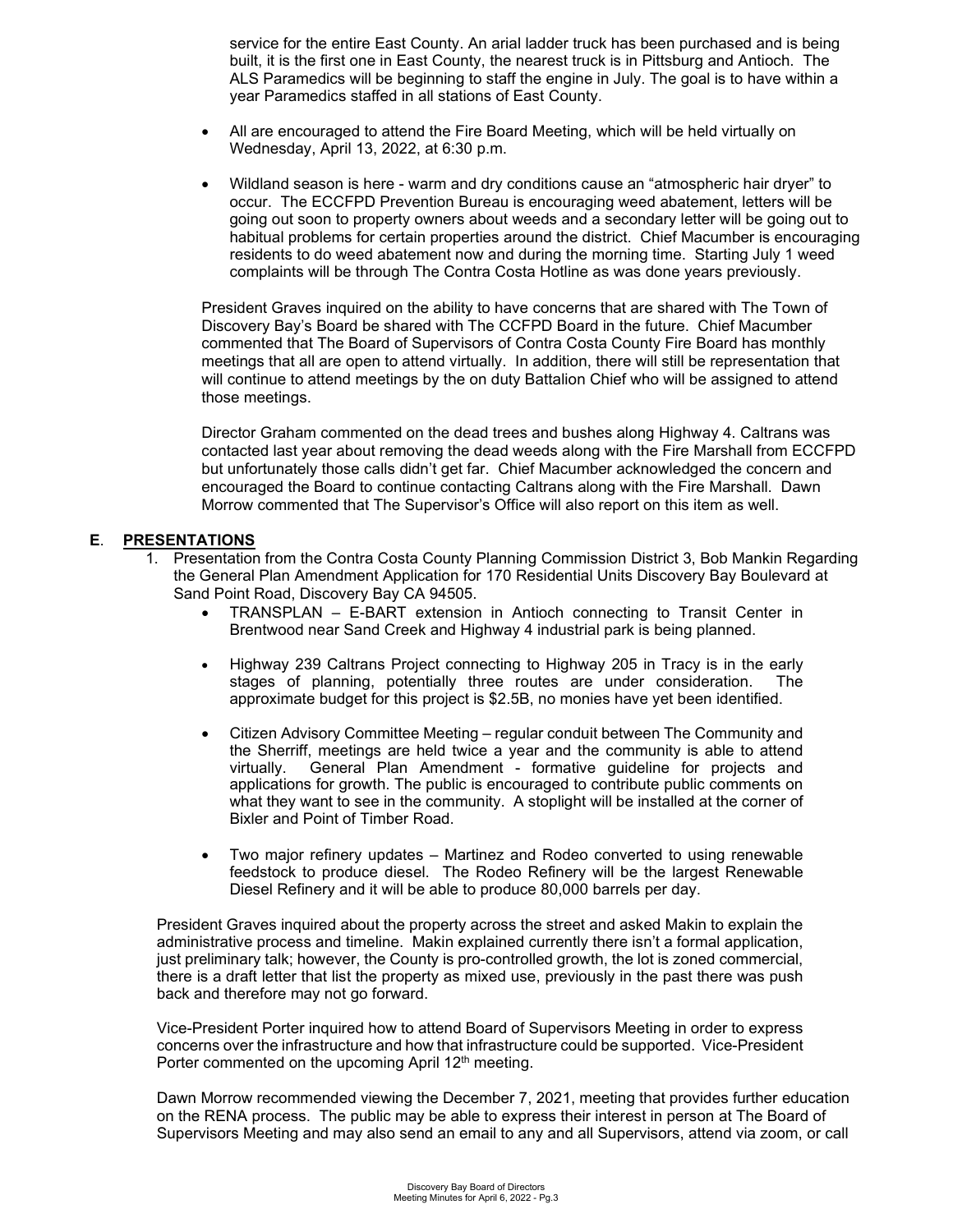service for the entire East County. An arial ladder truck has been purchased and is being built, it is the first one in East County, the nearest truck is in Pittsburg and Antioch. The ALS Paramedics will be beginning to staff the engine in July. The goal is to have within a year Paramedics staffed in all stations of East County.

- All are encouraged to attend the Fire Board Meeting, which will be held virtually on Wednesday, April 13, 2022, at 6:30 p.m.
- Wildland season is here - warm and dry conditions cause an "atmospheric hair dryer" to occur. The ECCFPD Prevention Bureau is encouraging weed abatement, letters will be going out soon to property owners about weeds and a secondary letter will be going out to habitual problems for certain properties around the district. Chief Macumber is encouraging residents to do weed abatement now and during the morning time. Starting July 1 weed complaints will be through The Contra Costa Hotline as was done years previously.

President Graves inquired on the ability to have concerns that are shared with The Town of Discovery Bay's Board be shared with The CCFPD Board in the future. Chief Macumber commented that The Board of Supervisors of Contra Costa County Fire Board has monthly meetings that all are open to attend virtually. In addition, there will still be representation that will continue to attend meetings by the on duty Battalion Chief who will be assigned to attend those meetings.

Director Graham commented on the dead trees and bushes along Highway 4. Caltrans was contacted last year about removing the dead weeds along with the Fire Marshall from ECCFPD but unfortunately those calls didn't get far. Chief Macumber acknowledged the concern and encouraged the Board to continue contacting Caltrans along with the Fire Marshall. Dawn Morrow commented that The Supervisor's Office will also report on this item as well.

## E. PRESENTATIONS

1. Presentation from the Contra Costa County Planning Commission District 3, Bob Mankin Regarding the General Plan Amendment Application for 170 Residential Units Discovery Bay Boulevard at Sand Point Road, Discovery Bay CA 94505.
   - TRANSPLAN – E-BART extension in Antioch connecting to Transit Center in Brentwood near Sand Creek and Highway 4 industrial park is being planned.
   - Highway 239 Caltrans Project connecting to Highway 205 in Tracy is in the early stages of planning, potentially three routes are under consideration. The approximate budget for this project is $2.5B, no monies have yet been identified.
   - Citizen Advisory Committee Meeting – regular conduit between The Community and the Sherriff, meetings are held twice a year and the community is able to attend virtually. General Plan Amendment - formative guideline for projects and applications for growth. The public is encouraged to contribute public comments on what they want to see in the community. A stoplight will be installed at the corner of Bixler and Point of Timber Road.
   - Two major refinery updates – Martinez and Rodeo converted to using renewable feedstock to produce diesel. The Rodeo Refinery will be the largest Renewable Diesel Refinery and it will be able to produce 80,000 barrels per day.

President Graves inquired about the property across the street and asked Makin to explain the administrative process and timeline. Makin explained currently there isn't a formal application, just preliminary talk; however, the County is pro-controlled growth, the lot is zoned commercial, there is a draft letter that list the property as mixed use, previously in the past there was push back and therefore may not go forward.

Vice-President Porter inquired how to attend Board of Supervisors Meeting in order to express concerns over the infrastructure and how that infrastructure could be supported. Vice-President Porter commented on the upcoming April 12th meeting.

Dawn Morrow recommended viewing the December 7, 2021, meeting that provides further education on the RENA process. The public may be able to express their interest in person at The Board of Supervisors Meeting and may also send an email to any and all Supervisors, attend via zoom, or call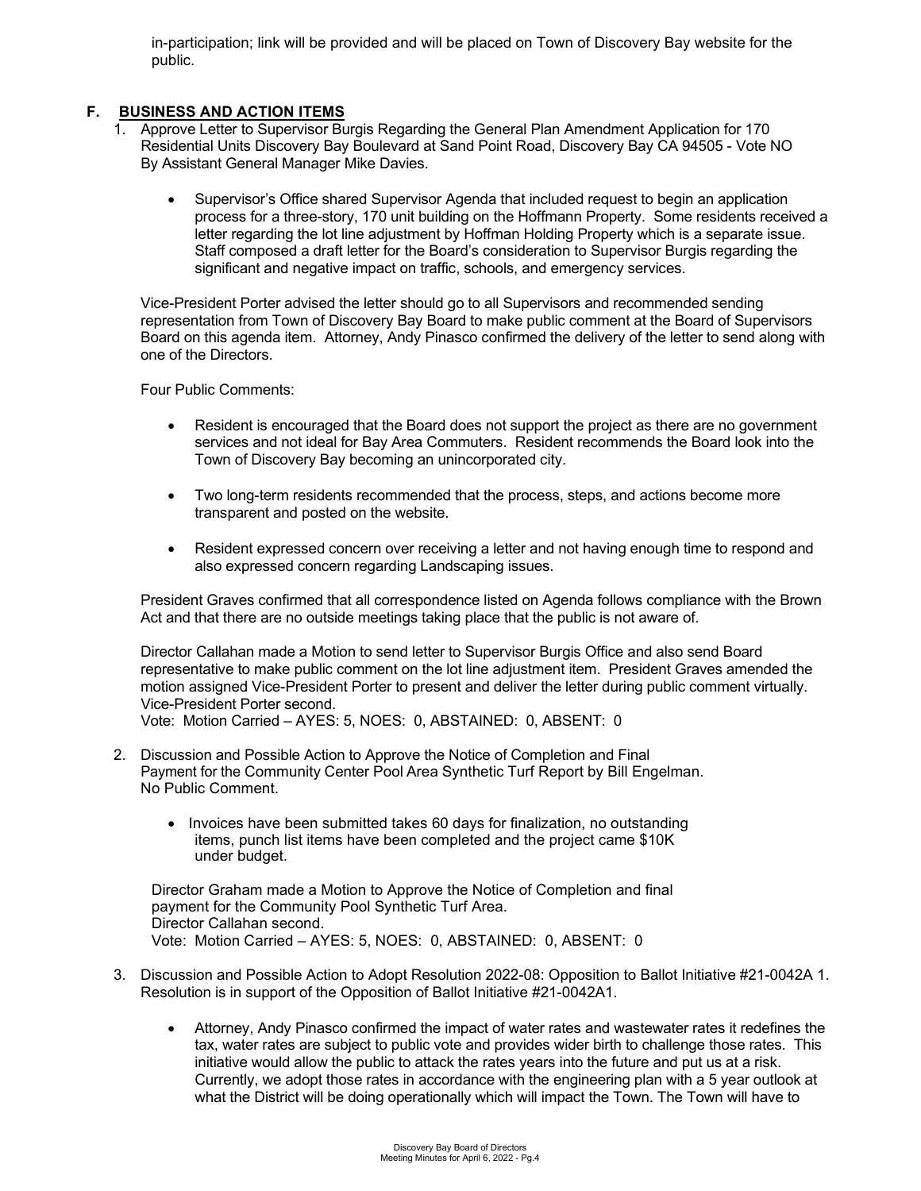in-participation; link will be provided and will be placed on Town of Discovery Bay website for the public.

## F. BUSINESS AND ACTION ITEMS

1. Approve Letter to Supervisor Burgis Regarding the General Plan Amendment Application for 170 Residential Units Discovery Bay Boulevard at Sand Point Road, Discovery Bay CA 94505 - Vote NO By Assistant General Manager Mike Davies.

   - Supervisor's Office shared Supervisor Agenda that included request to begin an application process for a three-story, 170 unit building on the Hoffmann Property. Some residents received a letter regarding the lot line adjustment by Hoffman Holding Property which is a separate issue. Staff composed a draft letter for the Board's consideration to Supervisor Burgis regarding the significant and negative impact on traffic, schools, and emergency services.

   Vice-President Porter advised the letter should go to all Supervisors and recommended sending representation from Town of Discovery Bay Board to make public comment at the Board of Supervisors Board on this agenda item. Attorney, Andy Pinasco confirmed the delivery of the letter to send along with one of the Directors.

   Four Public Comments:

   - Resident is encouraged that the Board does not support the project as there are no government services and not ideal for Bay Area Commuters. Resident recommends the Board look into the Town of Discovery Bay becoming an unincorporated city.
   - Two long-term residents recommended that the process, steps, and actions become more transparent and posted on the website.
   - Resident expressed concern over receiving a letter and not having enough time to respond and also expressed concern regarding Landscaping issues.

   President Graves confirmed that all correspondence listed on Agenda follows compliance with the Brown Act and that there are no outside meetings taking place that the public is not aware of.

   Director Callahan made a Motion to send letter to Supervisor Burgis Office and also send Board representative to make public comment on the lot line adjustment item. President Graves amended the motion assigned Vice-President Porter to present and deliver the letter during public comment virtually. Vice-President Porter second.
   Vote: Motion Carried – AYES: 5, NOES: 0, ABSTAINED: 0, ABSENT: 0

2. Discussion and Possible Action to Approve the Notice of Completion and Final Payment for the Community Center Pool Area Synthetic Turf Report by Bill Engelman.
   No Public Comment.

   - Invoices have been submitted takes 60 days for finalization, no outstanding items, punch list items have been completed and the project came $10K under budget.

   Director Graham made a Motion to Approve the Notice of Completion and final payment for the Community Pool Synthetic Turf Area.
   Director Callahan second.
   Vote: Motion Carried – AYES: 5, NOES: 0, ABSTAINED: 0, ABSENT: 0

3. Discussion and Possible Action to Adopt Resolution 2022-08: Opposition to Ballot Initiative #21-0042A 1. Resolution is in support of the Opposition of Ballot Initiative #21-0042A1.

   - Attorney, Andy Pinasco confirmed the impact of water rates and wastewater rates it redefines the tax, water rates are subject to public vote and provides wider birth to challenge those rates. This initiative would allow the public to attack the rates years into the future and put us at a risk. Currently, we adopt those rates in accordance with the engineering plan with a 5 year outlook at what the District will be doing operationally which will impact the Town. The Town will have to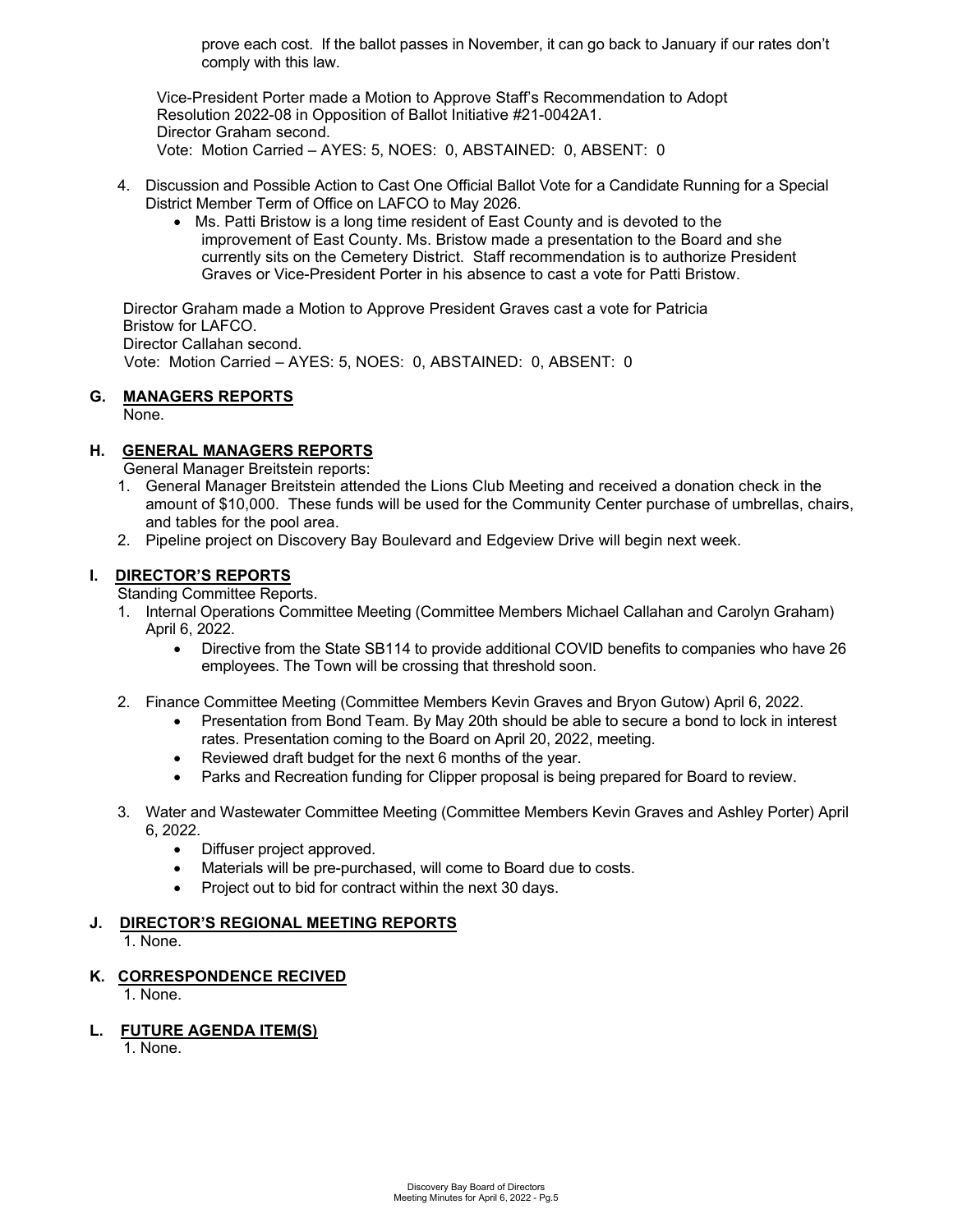prove each cost. If the ballot passes in November, it can go back to January if our rates don't comply with this law.

Vice-President Porter made a Motion to Approve Staff's Recommendation to Adopt Resolution 2022-08 in Opposition of Ballot Initiative #21-0042A1.
Director Graham second.
Vote: Motion Carried – AYES: 5, NOES: 0, ABSTAINED: 0, ABSENT: 0

4. Discussion and Possible Action to Cast One Official Ballot Vote for a Candidate Running for a Special District Member Term of Office on LAFCO to May 2026.
   - Ms. Patti Bristow is a long time resident of East County and is devoted to the improvement of East County. Ms. Bristow made a presentation to the Board and she currently sits on the Cemetery District. Staff recommendation is to authorize President Graves or Vice-President Porter in his absence to cast a vote for Patti Bristow.

Director Graham made a Motion to Approve President Graves cast a vote for Patricia Bristow for LAFCO.
Director Callahan second.
Vote: Motion Carried – AYES: 5, NOES: 0, ABSTAINED: 0, ABSENT: 0

## G. MANAGERS REPORTS

None.

## H. GENERAL MANAGERS REPORTS

General Manager Breitstein reports:

1. General Manager Breitstein attended the Lions Club Meeting and received a donation check in the amount of $10,000. These funds will be used for the Community Center purchase of umbrellas, chairs, and tables for the pool area.
2. Pipeline project on Discovery Bay Boulevard and Edgeview Drive will begin next week.

## I. DIRECTOR'S REPORTS

Standing Committee Reports.

1. Internal Operations Committee Meeting (Committee Members Michael Callahan and Carolyn Graham) April 6, 2022.
   - Directive from the State SB114 to provide additional COVID benefits to companies who have 26 employees. The Town will be crossing that threshold soon.
2. Finance Committee Meeting (Committee Members Kevin Graves and Bryon Gutow) April 6, 2022.
   - Presentation from Bond Team. By May 20th should be able to secure a bond to lock in interest rates. Presentation coming to the Board on April 20, 2022, meeting.
   - Reviewed draft budget for the next 6 months of the year.
   - Parks and Recreation funding for Clipper proposal is being prepared for Board to review.
3. Water and Wastewater Committee Meeting (Committee Members Kevin Graves and Ashley Porter) April 6, 2022.
   - Diffuser project approved.
   - Materials will be pre-purchased, will come to Board due to costs.
   - Project out to bid for contract within the next 30 days.

## J. DIRECTOR'S REGIONAL MEETING REPORTS

1. None.

## K. CORRESPONDENCE RECIVED

1. None.

## L. FUTURE AGENDA ITEM(S)

1. None.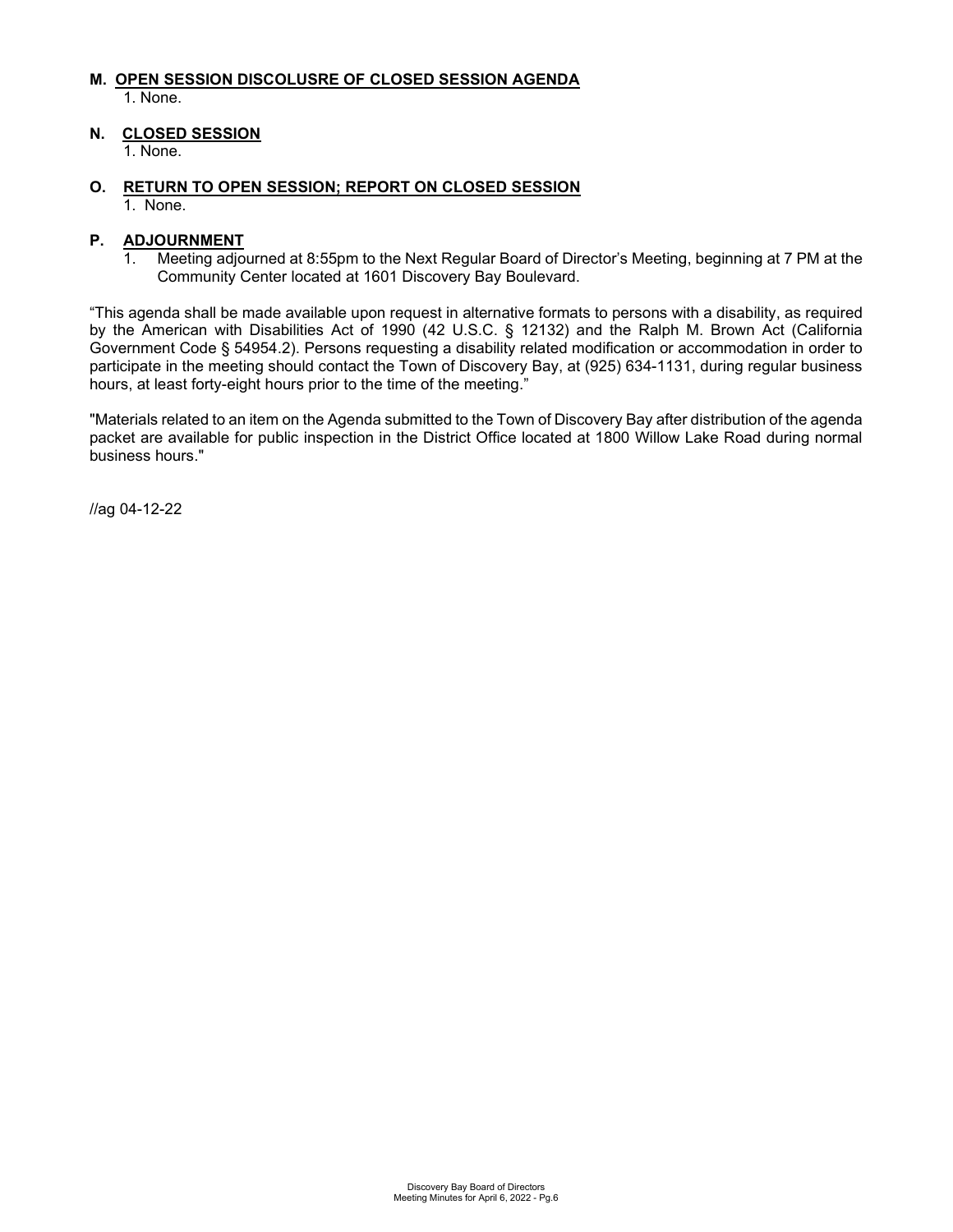**M. OPEN SESSION DISCOLUSRE OF CLOSED SESSION AGENDA**

1. None.

**N. CLOSED SESSION**

1. None.

**O. RETURN TO OPEN SESSION; REPORT ON CLOSED SESSION**

1. None.

**P. ADJOURNMENT**

1. Meeting adjourned at 8:55pm to the Next Regular Board of Director's Meeting, beginning at 7 PM at the Community Center located at 1601 Discovery Bay Boulevard.

"This agenda shall be made available upon request in alternative formats to persons with a disability, as required by the American with Disabilities Act of 1990 (42 U.S.C. § 12132) and the Ralph M. Brown Act (California Government Code § 54954.2). Persons requesting a disability related modification or accommodation in order to participate in the meeting should contact the Town of Discovery Bay, at (925) 634-1131, during regular business hours, at least forty-eight hours prior to the time of the meeting."

"Materials related to an item on the Agenda submitted to the Town of Discovery Bay after distribution of the agenda packet are available for public inspection in the District Office located at 1800 Willow Lake Road during normal business hours."

//ag 04-12-22